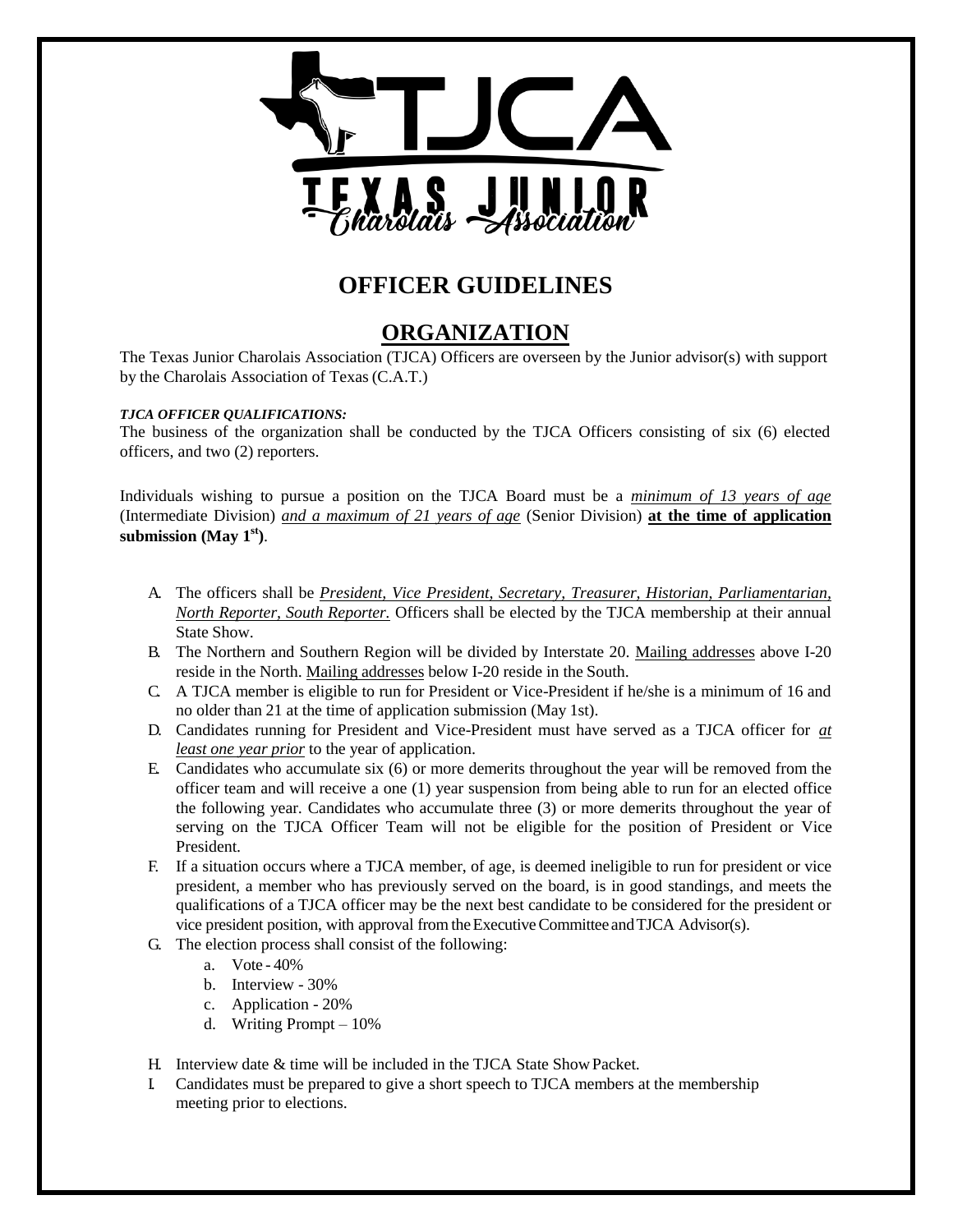# OFFICER GUIDELINES

## ORGANIZATION

The Texas Junior Charolais Association (TJCA) Officers are overseen by the Junior advisor(s) with support by the Charolais Association of Texas (C.A.T.)

***TJCA OFFICER QUALIFICATIONS:***

The business of the organization shall be conducted by the TJCA Officers consisting of six (6) elected officers, and two (2) reporters.

Individuals wishing to pursue a position on the TJCA Board must be a *minimum of 13 years of age* (Intermediate Division) *and a maximum of 21 years of age* (Senior Division) **at the time of application submission (May 1st)**.

A. The officers shall be *President, Vice President, Secretary, Treasurer, Historian, Parliamentarian, North Reporter, South Reporter.* Officers shall be elected by the TJCA membership at their annual State Show.
B. The Northern and Southern Region will be divided by Interstate 20. Mailing addresses above I-20 reside in the North. Mailing addresses below I-20 reside in the South.
C. A TJCA member is eligible to run for President or Vice-President if he/she is a minimum of 16 and no older than 21 at the time of application submission (May 1st).
D. Candidates running for President and Vice-President must have served as a TJCA officer for *at least one year prior* to the year of application.
E. Candidates who accumulate six (6) or more demerits throughout the year will be removed from the officer team and will receive a one (1) year suspension from being able to run for an elected office the following year. Candidates who accumulate three (3) or more demerits throughout the year of serving on the TJCA Officer Team will not be eligible for the position of President or Vice President.
F. If a situation occurs where a TJCA member, of age, is deemed ineligible to run for president or vice president, a member who has previously served on the board, is in good standings, and meets the qualifications of a TJCA officer may be the next best candidate to be considered for the president or vice president position, with approval from the Executive Committee and TJCA Advisor(s).
G. The election process shall consist of the following:
   a. Vote - 40%
   b. Interview - 30%
   c. Application - 20%
   d. Writing Prompt – 10%
H. Interview date & time will be included in the TJCA State Show Packet.
I. Candidates must be prepared to give a short speech to TJCA members at the membership meeting prior to elections.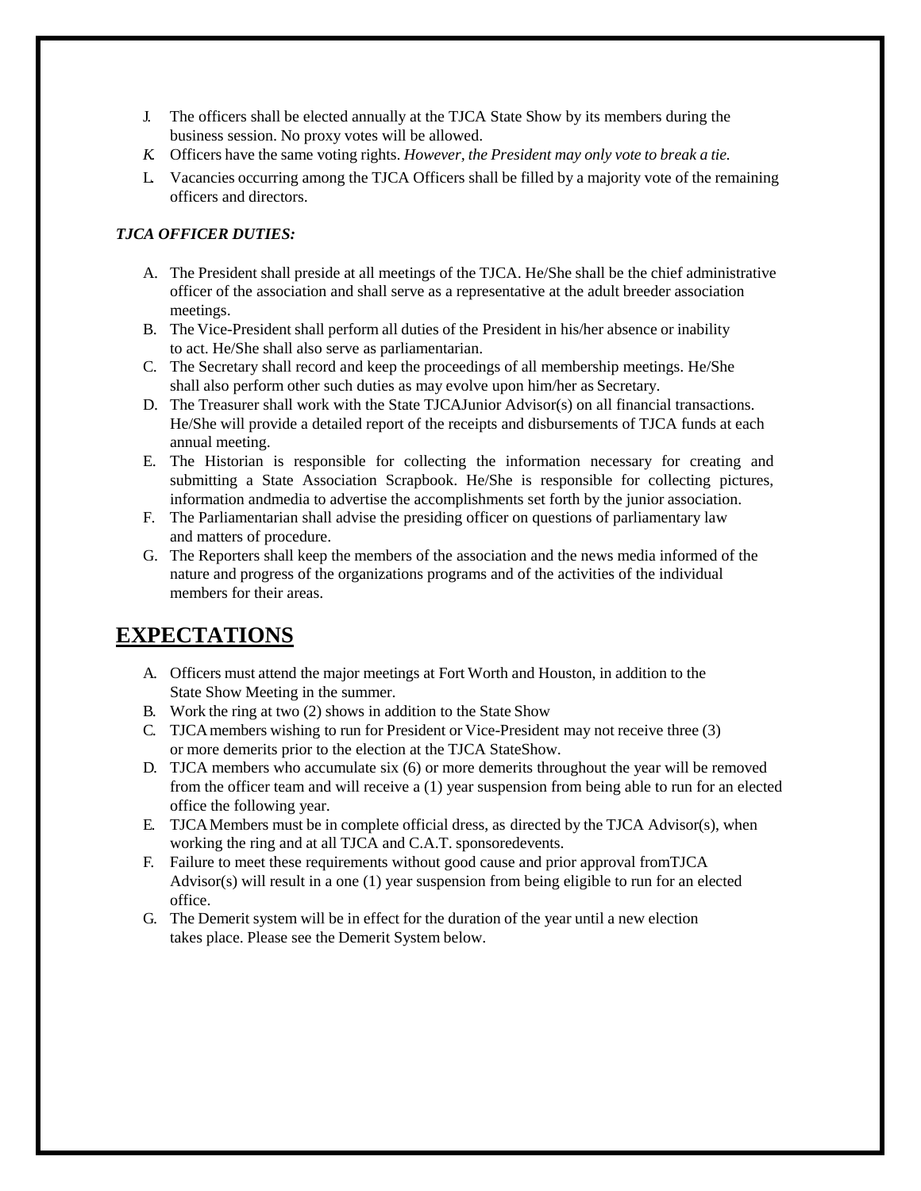J. The officers shall be elected annually at the TJCA State Show by its members during the business session. No proxy votes will be allowed.
K. Officers have the same voting rights. *However, the President may only vote to break a tie.*
L. Vacancies occurring among the TJCA Officers shall be filled by a majority vote of the remaining officers and directors.

***TJCA OFFICER DUTIES:***

A. The President shall preside at all meetings of the TJCA. He/She shall be the chief administrative officer of the association and shall serve as a representative at the adult breeder association meetings.
B. The Vice-President shall perform all duties of the President in his/her absence or inability to act. He/She shall also serve as parliamentarian.
C. The Secretary shall record and keep the proceedings of all membership meetings. He/She shall also perform other such duties as may evolve upon him/her as Secretary.
D. The Treasurer shall work with the State TJCAJunior Advisor(s) on all financial transactions. He/She will provide a detailed report of the receipts and disbursements of TJCA funds at each annual meeting.
E. The Historian is responsible for collecting the information necessary for creating and submitting a State Association Scrapbook. He/She is responsible for collecting pictures, information andmedia to advertise the accomplishments set forth by the junior association.
F. The Parliamentarian shall advise the presiding officer on questions of parliamentary law and matters of procedure.
G. The Reporters shall keep the members of the association and the news media informed of the nature and progress of the organizations programs and of the activities of the individual members for their areas.

## EXPECTATIONS

A. Officers must attend the major meetings at Fort Worth and Houston, in addition to the State Show Meeting in the summer.
B. Work the ring at two (2) shows in addition to the State Show
C. TJCA members wishing to run for President or Vice-President may not receive three (3) or more demerits prior to the election at the TJCA StateShow.
D. TJCA members who accumulate six (6) or more demerits throughout the year will be removed from the officer team and will receive a (1) year suspension from being able to run for an elected office the following year.
E. TJCA Members must be in complete official dress, as directed by the TJCA Advisor(s), when working the ring and at all TJCA and C.A.T. sponsoredevents.
F. Failure to meet these requirements without good cause and prior approval fromTJCA Advisor(s) will result in a one (1) year suspension from being eligible to run for an elected office.
G. The Demerit system will be in effect for the duration of the year until a new election takes place. Please see the Demerit System below.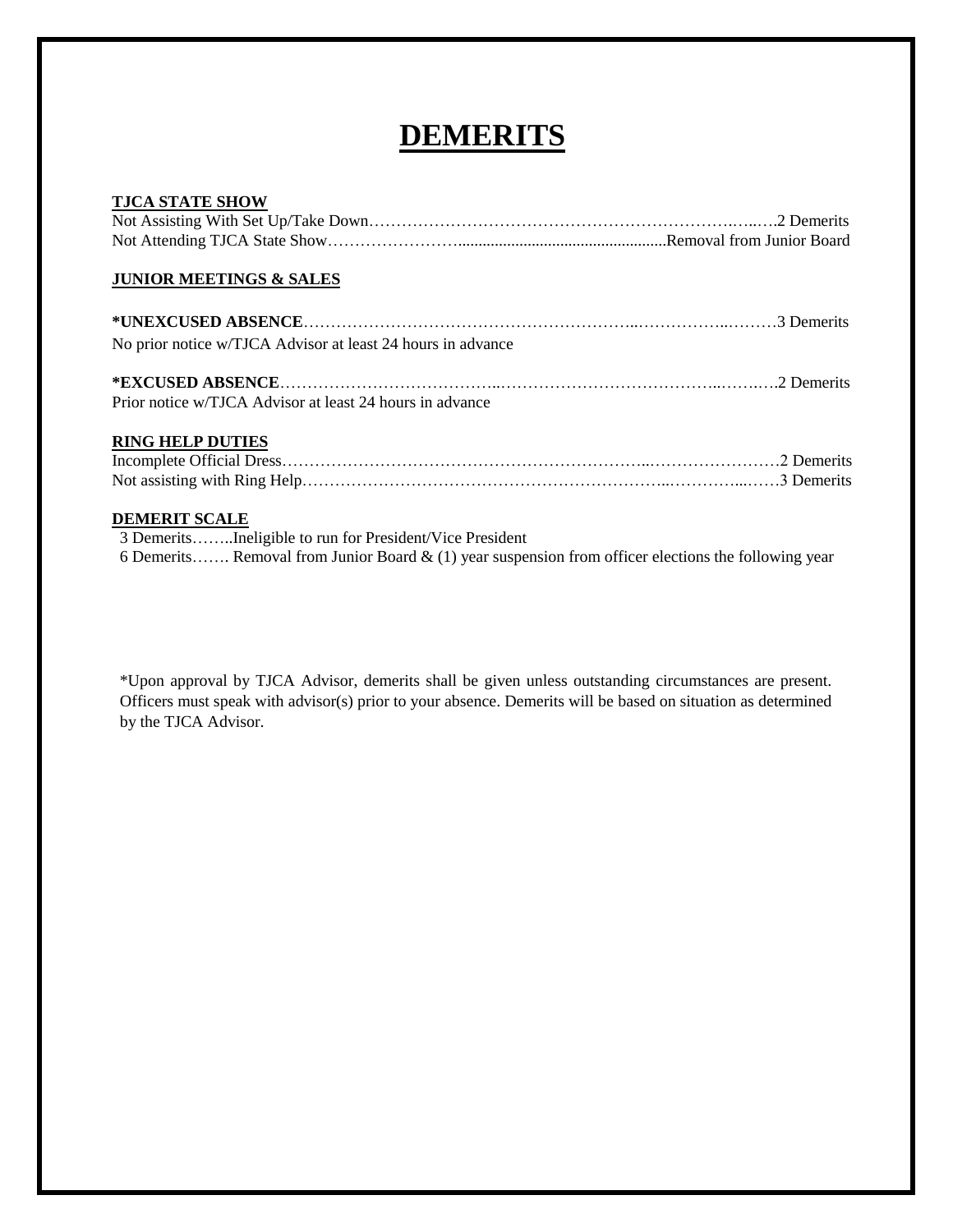# DEMERITS

**TJCA STATE SHOW**

Not Assisting With Set Up/Take Down……………………………………………………………….…..….2 Demerits
Not Attending TJCA State Show……………………..................................................Removal from Junior Board

**JUNIOR MEETINGS & SALES**

**\*UNEXCUSED ABSENCE**……………………………………………………..……………..………3 Demerits
No prior notice w/TJCA Advisor at least 24 hours in advance

**\*EXCUSED ABSENCE**…………………………………..…………………………………..…….….2 Demerits
Prior notice w/TJCA Advisor at least 24 hours in advance

**RING HELP DUTIES**

Incomplete Official Dress……………………………………………………………..……………………2 Demerits
Not assisting with Ring Help…………………………………………………………...…………...……3 Demerits

**DEMERIT SCALE**

3 Demerits……..Ineligible to run for President/Vice President
6 Demerits……. Removal from Junior Board & (1) year suspension from officer elections the following year

*Upon approval by TJCA Advisor, demerits shall be given unless outstanding circumstances are present. Officers must speak with advisor(s) prior to your absence. Demerits will be based on situation as determined by the TJCA Advisor.